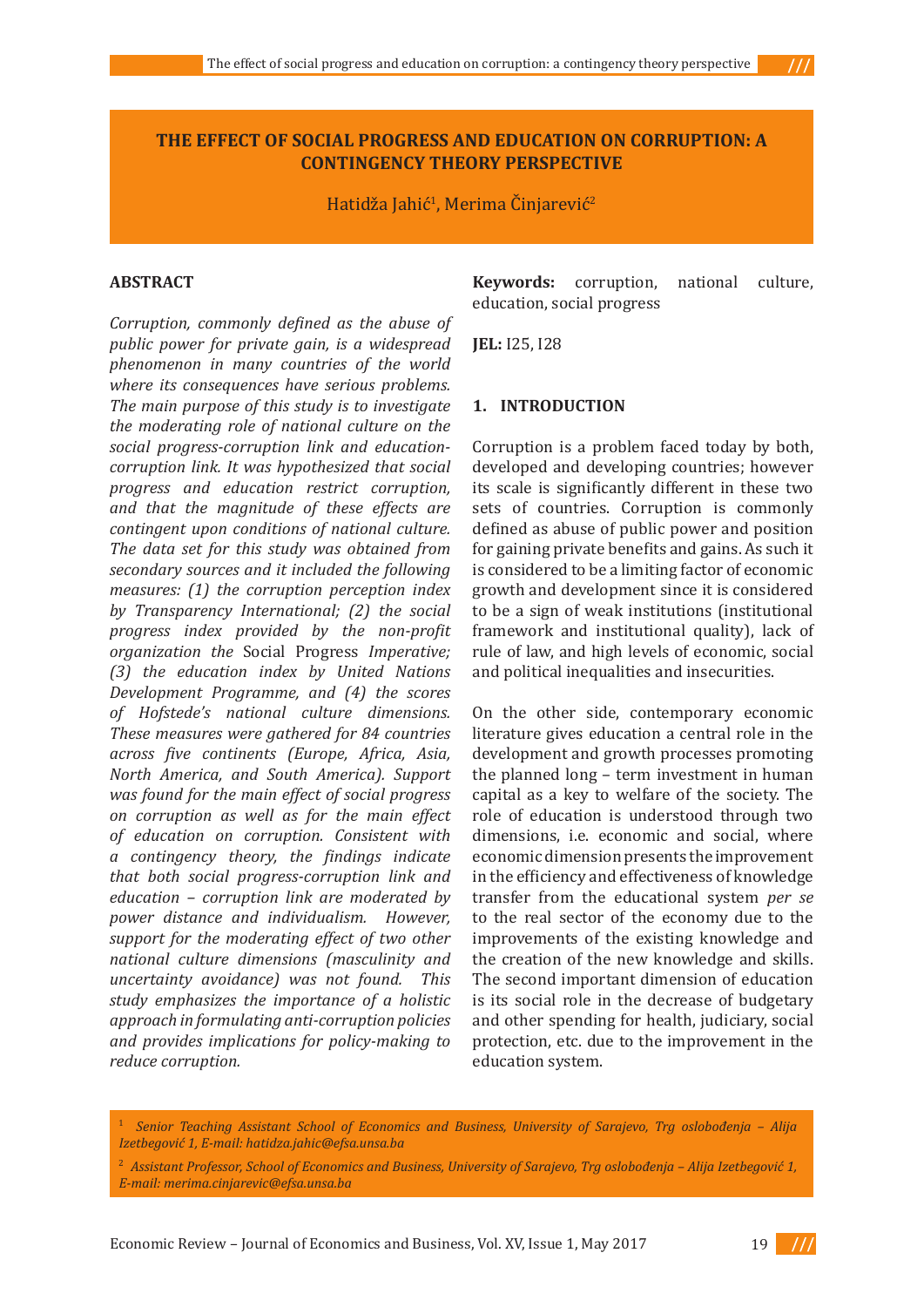# THE EFFECT OF SOCIAL PROGRESS AND EDUCATION ON CORRUPTION: A CONTINGENCY THEORY PERSPECTIVE

Hatidža Jahić[1], Merima Činjarević[2]

## ABSTRACT

*Corruption, commonly defined as the abuse of public power for private gain, is a widespread phenomenon in many countries of the world where its consequences have serious problems. The main purpose of this study is to investigate the moderating role of national culture on the social progress-corruption link and education-corruption link. It was hypothesized that social progress and education restrict corruption, and that the magnitude of these effects are contingent upon conditions of national culture. The data set for this study was obtained from secondary sources and it included the following measures: (1) the corruption perception index by Transparency International; (2) the social progress index provided by the non-profit organization the* Social Progress *Imperative; (3) the education index by United Nations Development Programme, and (4) the scores of Hofstede's national culture dimensions. These measures were gathered for 84 countries across five continents (Europe, Africa, Asia, North America, and South America). Support was found for the main effect of social progress on corruption as well as for the main effect of education on corruption. Consistent with a contingency theory, the findings indicate that both social progress-corruption link and education – corruption link are moderated by power distance and individualism. However, support for the moderating effect of two other national culture dimensions (masculinity and uncertainty avoidance) was not found. This study emphasizes the importance of a holistic approach in formulating anti-corruption policies and provides implications for policy-making to reduce corruption.*

**Keywords:** corruption, national culture, education, social progress

**JEL:** I25, I28

## 1. INTRODUCTION

Corruption is a problem faced today by both, developed and developing countries; however its scale is significantly different in these two sets of countries. Corruption is commonly defined as abuse of public power and position for gaining private benefits and gains. As such it is considered to be a limiting factor of economic growth and development since it is considered to be a sign of weak institutions (institutional framework and institutional quality), lack of rule of law, and high levels of economic, social and political inequalities and insecurities.

On the other side, contemporary economic literature gives education a central role in the development and growth processes promoting the planned long – term investment in human capital as a key to welfare of the society. The role of education is understood through two dimensions, i.e. economic and social, where economic dimension presents the improvement in the efficiency and effectiveness of knowledge transfer from the educational system *per se* to the real sector of the economy due to the improvements of the existing knowledge and the creation of the new knowledge and skills. The second important dimension of education is its social role in the decrease of budgetary and other spending for health, judiciary, social protection, etc. due to the improvement in the education system.

---

[1] *Senior Teaching Assistant School of Economics and Business, University of Sarajevo, Trg oslobođenja – Alija Izetbegović 1, E-mail: hatidza.jahic@efsa.unsa.ba*

[2] *Assistant Professor, School of Economics and Business, University of Sarajevo, Trg oslobođenja – Alija Izetbegović 1, E-mail: merima.cinjarevic@efsa.unsa.ba*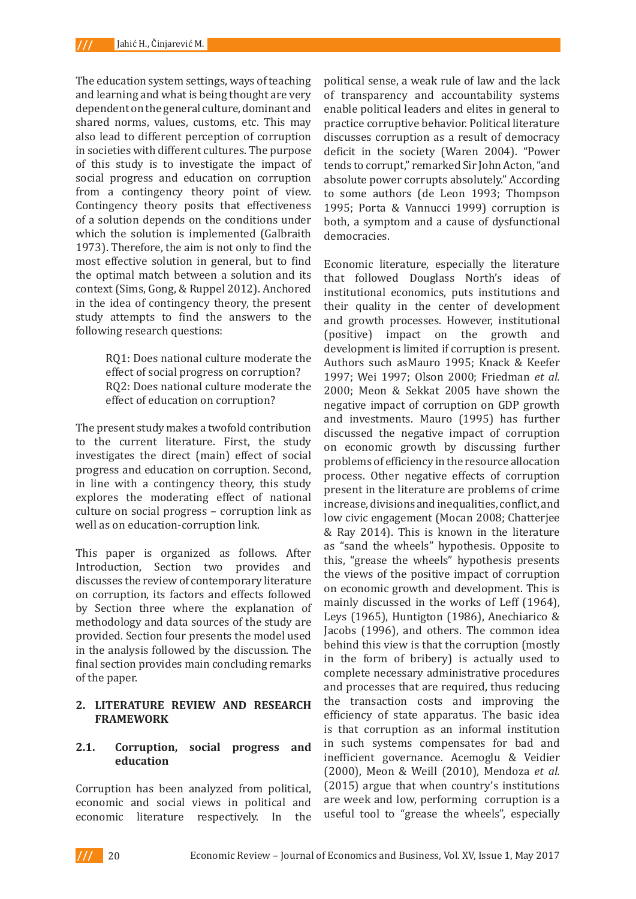The education system settings, ways of teaching and learning and what is being thought are very dependent on the general culture, dominant and shared norms, values, customs, etc. This may also lead to different perception of corruption in societies with different cultures. The purpose of this study is to investigate the impact of social progress and education on corruption from a contingency theory point of view. Contingency theory posits that effectiveness of a solution depends on the conditions under which the solution is implemented (Galbraith 1973). Therefore, the aim is not only to find the most effective solution in general, but to find the optimal match between a solution and its context (Sims, Gong, & Ruppel 2012). Anchored in the idea of contingency theory, the present study attempts to find the answers to the following research questions:

> RQ1: Does national culture moderate the effect of social progress on corruption?
> RQ2: Does national culture moderate the effect of education on corruption?

The present study makes a twofold contribution to the current literature. First, the study investigates the direct (main) effect of social progress and education on corruption. Second, in line with a contingency theory, this study explores the moderating effect of national culture on social progress – corruption link as well as on education-corruption link.

This paper is organized as follows. After Introduction, Section two provides and discusses the review of contemporary literature on corruption, its factors and effects followed by Section three where the explanation of methodology and data sources of the study are provided. Section four presents the model used in the analysis followed by the discussion. The final section provides main concluding remarks of the paper.

## 2. LITERATURE REVIEW AND RESEARCH FRAMEWORK

### 2.1. Corruption, social progress and education

Corruption has been analyzed from political, economic and social views in political and economic literature respectively. In the political sense, a weak rule of law and the lack of transparency and accountability systems enable political leaders and elites in general to practice corruptive behavior. Political literature discusses corruption as a result of democracy deficit in the society (Waren 2004). "Power tends to corrupt," remarked Sir John Acton, "and absolute power corrupts absolutely." According to some authors (de Leon 1993; Thompson 1995; Porta & Vannucci 1999) corruption is both, a symptom and a cause of dysfunctional democracies.

Economic literature, especially the literature that followed Douglass North's ideas of institutional economics, puts institutions and their quality in the center of development and growth processes. However, institutional (positive) impact on the growth and development is limited if corruption is present. Authors such asMauro 1995; Knack & Keefer 1997; Wei 1997; Olson 2000; Friedman *et al.* 2000; Meon & Sekkat 2005 have shown the negative impact of corruption on GDP growth and investments. Mauro (1995) has further discussed the negative impact of corruption on economic growth by discussing further problems of efficiency in the resource allocation process. Other negative effects of corruption present in the literature are problems of crime increase, divisions and inequalities, conflict, and low civic engagement (Mocan 2008; Chatterjee & Ray 2014). This is known in the literature as "sand the wheels" hypothesis. Opposite to this, "grease the wheels" hypothesis presents the views of the positive impact of corruption on economic growth and development. This is mainly discussed in the works of Leff (1964), Leys (1965), Huntigton (1986), Anechiarico & Jacobs (1996), and others. The common idea behind this view is that the corruption (mostly in the form of bribery) is actually used to complete necessary administrative procedures and processes that are required, thus reducing the transaction costs and improving the efficiency of state apparatus. The basic idea is that corruption as an informal institution in such systems compensates for bad and inefficient governance. Acemoglu & Veidier (2000), Meon & Weill (2010), Mendoza *et al.* (2015) argue that when country's institutions are week and low, performing corruption is a useful tool to "grease the wheels", especially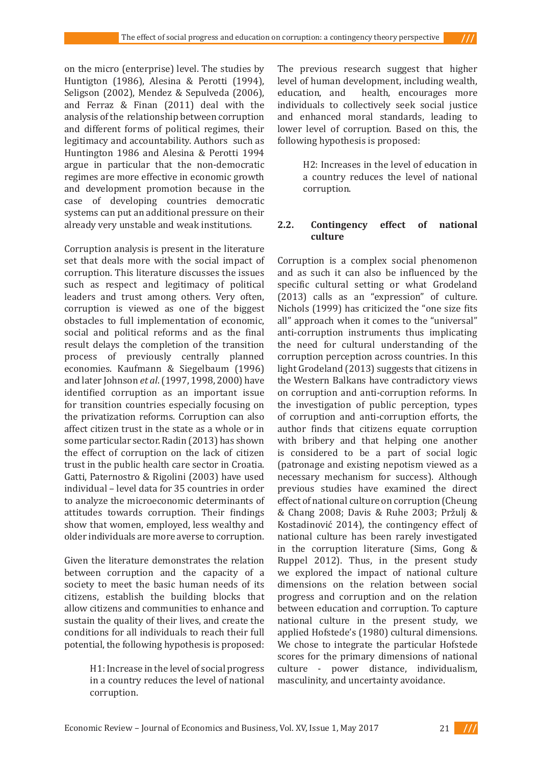on the micro (enterprise) level. The studies by Huntigton (1986), Alesina & Perotti (1994), Seligson (2002), Mendez & Sepulveda (2006), and Ferraz & Finan (2011) deal with the analysis of the relationship between corruption and different forms of political regimes, their legitimacy and accountability. Authors such as Huntington 1986 and Alesina & Perotti 1994 argue in particular that the non-democratic regimes are more effective in economic growth and development promotion because in the case of developing countries democratic systems can put an additional pressure on their already very unstable and weak institutions.

Corruption analysis is present in the literature set that deals more with the social impact of corruption. This literature discusses the issues such as respect and legitimacy of political leaders and trust among others. Very often, corruption is viewed as one of the biggest obstacles to full implementation of economic, social and political reforms and as the final result delays the completion of the transition process of previously centrally planned economies. Kaufmann & Siegelbaum (1996) and later Johnson *et al*. (1997, 1998, 2000) have identified corruption as an important issue for transition countries especially focusing on the privatization reforms. Corruption can also affect citizen trust in the state as a whole or in some particular sector. Radin (2013) has shown the effect of corruption on the lack of citizen trust in the public health care sector in Croatia. Gatti, Paternostro & Rigolini (2003) have used individual – level data for 35 countries in order to analyze the microeconomic determinants of attitudes towards corruption. Their findings show that women, employed, less wealthy and older individuals are more averse to corruption.

Given the literature demonstrates the relation between corruption and the capacity of a society to meet the basic human needs of its citizens, establish the building blocks that allow citizens and communities to enhance and sustain the quality of their lives, and create the conditions for all individuals to reach their full potential, the following hypothesis is proposed:

> H1: Increase in the level of social progress in a country reduces the level of national corruption.

The previous research suggest that higher level of human development, including wealth, education, and health, encourages more individuals to collectively seek social justice and enhanced moral standards, leading to lower level of corruption. Based on this, the following hypothesis is proposed:

> H2: Increases in the level of education in a country reduces the level of national corruption.

### 2.2. Contingency effect of national culture

Corruption is a complex social phenomenon and as such it can also be influenced by the specific cultural setting or what Grodeland (2013) calls as an "expression" of culture. Nichols (1999) has criticized the "one size fits all" approach when it comes to the "universal" anti-corruption instruments thus implicating the need for cultural understanding of the corruption perception across countries. In this light Grodeland (2013) suggests that citizens in the Western Balkans have contradictory views on corruption and anti-corruption reforms. In the investigation of public perception, types of corruption and anti-corruption efforts, the author finds that citizens equate corruption with bribery and that helping one another is considered to be a part of social logic (patronage and existing nepotism viewed as a necessary mechanism for success). Although previous studies have examined the direct effect of national culture on corruption (Cheung & Chang 2008; Davis & Ruhe 2003; Pržulj & Kostadinović 2014), the contingency effect of national culture has been rarely investigated in the corruption literature (Sims, Gong & Ruppel 2012). Thus, in the present study we explored the impact of national culture dimensions on the relation between social progress and corruption and on the relation between education and corruption. To capture national culture in the present study, we applied Hofstede's (1980) cultural dimensions. We chose to integrate the particular Hofstede scores for the primary dimensions of national culture - power distance, individualism, masculinity, and uncertainty avoidance.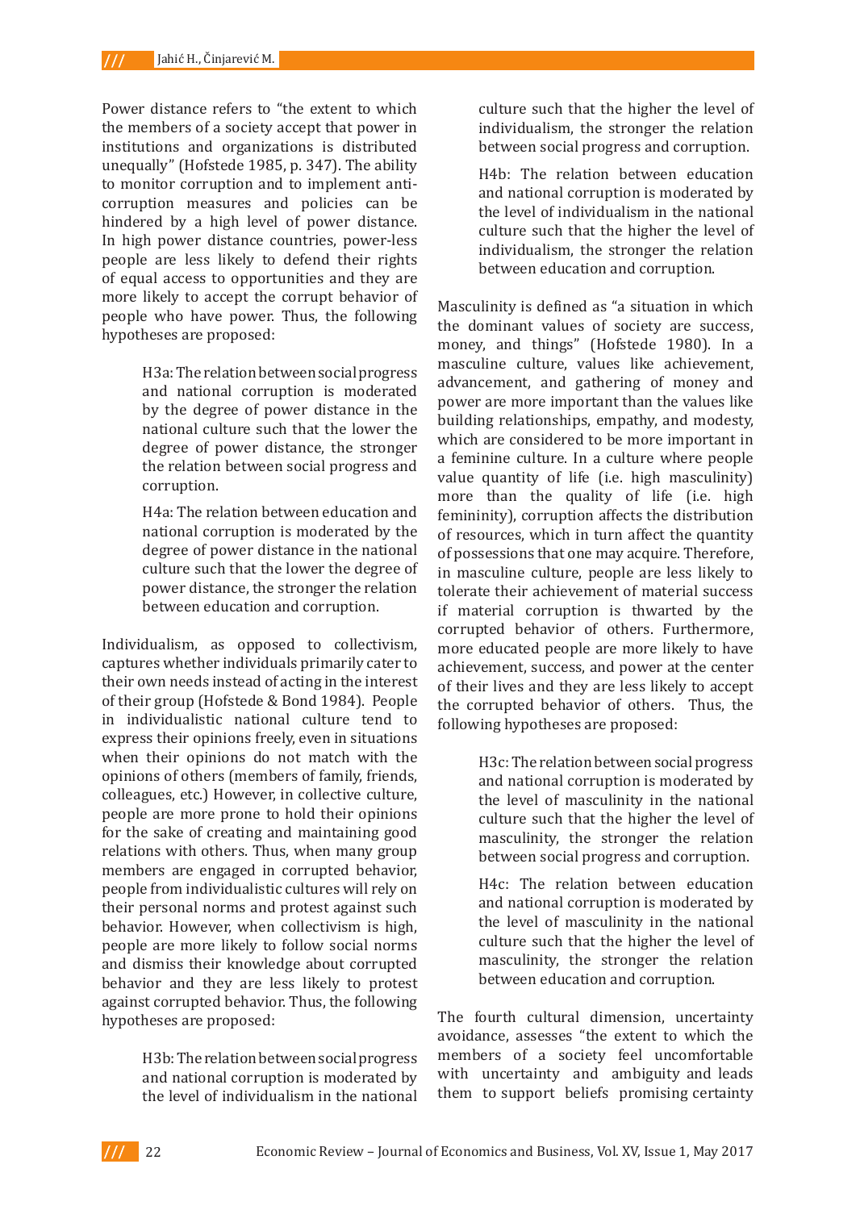Power distance refers to "the extent to which the members of a society accept that power in institutions and organizations is distributed unequally" (Hofstede 1985, p. 347). The ability to monitor corruption and to implement anti-corruption measures and policies can be hindered by a high level of power distance. In high power distance countries, power-less people are less likely to defend their rights of equal access to opportunities and they are more likely to accept the corrupt behavior of people who have power. Thus, the following hypotheses are proposed:

> H3a: The relation between social progress and national corruption is moderated by the degree of power distance in the national culture such that the lower the degree of power distance, the stronger the relation between social progress and corruption.
>
> H4a: The relation between education and national corruption is moderated by the degree of power distance in the national culture such that the lower the degree of power distance, the stronger the relation between education and corruption.

Individualism, as opposed to collectivism, captures whether individuals primarily cater to their own needs instead of acting in the interest of their group (Hofstede & Bond 1984). People in individualistic national culture tend to express their opinions freely, even in situations when their opinions do not match with the opinions of others (members of family, friends, colleagues, etc.) However, in collective culture, people are more prone to hold their opinions for the sake of creating and maintaining good relations with others. Thus, when many group members are engaged in corrupted behavior, people from individualistic cultures will rely on their personal norms and protest against such behavior. However, when collectivism is high, people are more likely to follow social norms and dismiss their knowledge about corrupted behavior and they are less likely to protest against corrupted behavior. Thus, the following hypotheses are proposed:

> H3b: The relation between social progress and national corruption is moderated by the level of individualism in the national culture such that the higher the level of individualism, the stronger the relation between social progress and corruption.
>
> H4b: The relation between education and national corruption is moderated by the level of individualism in the national culture such that the higher the level of individualism, the stronger the relation between education and corruption.

Masculinity is defined as "a situation in which the dominant values of society are success, money, and things" (Hofstede 1980). In a masculine culture, values like achievement, advancement, and gathering of money and power are more important than the values like building relationships, empathy, and modesty, which are considered to be more important in a feminine culture. In a culture where people value quantity of life (i.e. high masculinity) more than the quality of life (i.e. high femininity), corruption affects the distribution of resources, which in turn affect the quantity of possessions that one may acquire. Therefore, in masculine culture, people are less likely to tolerate their achievement of material success if material corruption is thwarted by the corrupted behavior of others. Furthermore, more educated people are more likely to have achievement, success, and power at the center of their lives and they are less likely to accept the corrupted behavior of others. Thus, the following hypotheses are proposed:

> H3c: The relation between social progress and national corruption is moderated by the level of masculinity in the national culture such that the higher the level of masculinity, the stronger the relation between social progress and corruption.
>
> H4c: The relation between education and national corruption is moderated by the level of masculinity in the national culture such that the higher the level of masculinity, the stronger the relation between education and corruption.

The fourth cultural dimension, uncertainty avoidance, assesses "the extent to which the members of a society feel uncomfortable with uncertainty and ambiguity and leads them to support beliefs promising certainty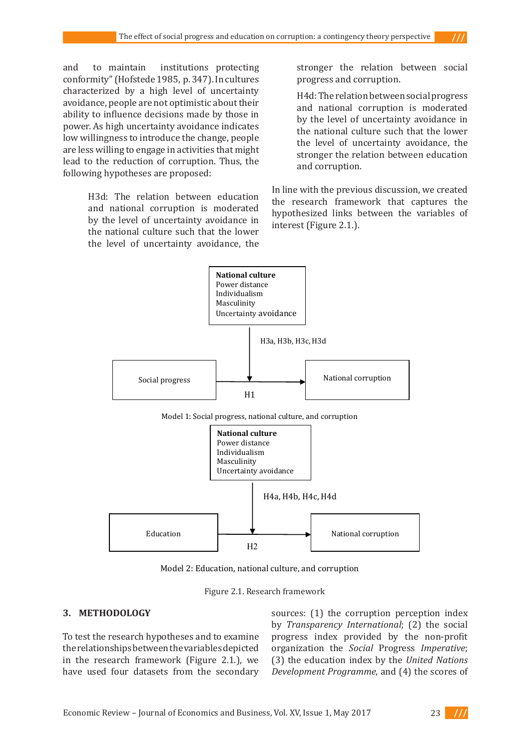and to maintain institutions protecting conformity" (Hofstede 1985, p. 347). In cultures characterized by a high level of uncertainty avoidance, people are not optimistic about their ability to influence decisions made by those in power. As high uncertainty avoidance indicates low willingness to introduce the change, people are less willing to engage in activities that might lead to the reduction of corruption. Thus, the following hypotheses are proposed:

> H3d: The relation between education and national corruption is moderated by the level of uncertainty avoidance in the national culture such that the lower the level of uncertainty avoidance, the stronger the relation between social progress and corruption.

> H4d: The relation between social progress and national corruption is moderated by the level of uncertainty avoidance in the national culture such that the lower the level of uncertainty avoidance, the stronger the relation between education and corruption.

In line with the previous discussion, we created the research framework that captures the hypothesized links between the variables of interest (Figure 2.1.).

**National culture**
Power distance
Individualism
Masculinity
Uncertainty avoidance

H3a, H3b, H3c, H3d

Social progress → National corruption

H1

Model 1: Social progress, national culture, and corruption

**National culture**
Power distance
Individualism
Masculinity
Uncertainty avoidance

H4a, H4b, H4c, H4d

Education → National corruption

H2

Model 2: Education, national culture, and corruption

Figure 2.1. Research framework

## 3. METHODOLOGY

To test the research hypotheses and to examine the relationships between the variables depicted in the research framework (Figure 2.1.), we have used four datasets from the secondary sources: (1) the corruption perception index by *Transparency International*; (2) the social progress index provided by the non-profit organization the *Social* Progress *Imperative*; (3) the education index by the *United Nations Development Programme*, and (4) the scores of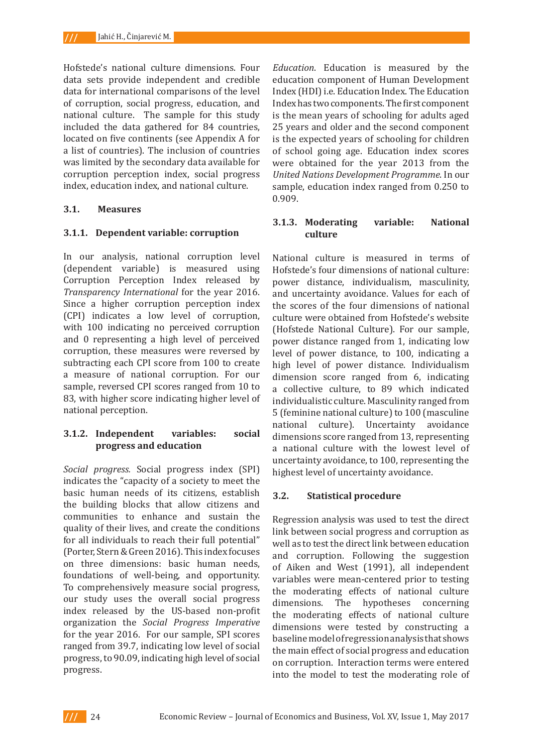Hofstede's national culture dimensions. Four data sets provide independent and credible data for international comparisons of the level of corruption, social progress, education, and national culture. The sample for this study included the data gathered for 84 countries, located on five continents (see Appendix A for a list of countries). The inclusion of countries was limited by the secondary data available for corruption perception index, social progress index, education index, and national culture.

### 3.1. Measures

#### 3.1.1. Dependent variable: corruption

In our analysis, national corruption level (dependent variable) is measured using Corruption Perception Index released by *Transparency International* for the year 2016. Since a higher corruption perception index (CPI) indicates a low level of corruption, with 100 indicating no perceived corruption and 0 representing a high level of perceived corruption, these measures were reversed by subtracting each CPI score from 100 to create a measure of national corruption. For our sample, reversed CPI scores ranged from 10 to 83, with higher score indicating higher level of national perception.

#### 3.1.2. Independent variables: social progress and education

*Social progress.* Social progress index (SPI) indicates the "capacity of a society to meet the basic human needs of its citizens, establish the building blocks that allow citizens and communities to enhance and sustain the quality of their lives, and create the conditions for all individuals to reach their full potential" (Porter, Stern & Green 2016). This index focuses on three dimensions: basic human needs, foundations of well-being, and opportunity. To comprehensively measure social progress, our study uses the overall social progress index released by the US-based non-profit organization the *Social Progress Imperative* for the year 2016. For our sample, SPI scores ranged from 39.7, indicating low level of social progress, to 90.09, indicating high level of social progress.

*Education*. Education is measured by the education component of Human Development Index (HDI) i.e. Education Index. The Education Index has two components. The first component is the mean years of schooling for adults aged 25 years and older and the second component is the expected years of schooling for children of school going age. Education index scores were obtained for the year 2013 from the *United Nations Development Programme*. In our sample, education index ranged from 0.250 to 0.909.

#### 3.1.3. Moderating variable: National culture

National culture is measured in terms of Hofstede's four dimensions of national culture: power distance, individualism, masculinity, and uncertainty avoidance. Values for each of the scores of the four dimensions of national culture were obtained from Hofstede's website (Hofstede National Culture). For our sample, power distance ranged from 1, indicating low level of power distance, to 100, indicating a high level of power distance. Individualism dimension score ranged from 6, indicating a collective culture, to 89 which indicated individualistic culture. Masculinity ranged from 5 (feminine national culture) to 100 (masculine national culture). Uncertainty avoidance dimensions score ranged from 13, representing a national culture with the lowest level of uncertainty avoidance, to 100, representing the highest level of uncertainty avoidance.

### 3.2. Statistical procedure

Regression analysis was used to test the direct link between social progress and corruption as well as to test the direct link between education and corruption. Following the suggestion of Aiken and West (1991), all independent variables were mean-centered prior to testing the moderating effects of national culture dimensions. The hypotheses concerning the moderating effects of national culture dimensions were tested by constructing a baseline model of regression analysis that shows the main effect of social progress and education on corruption. Interaction terms were entered into the model to test the moderating role of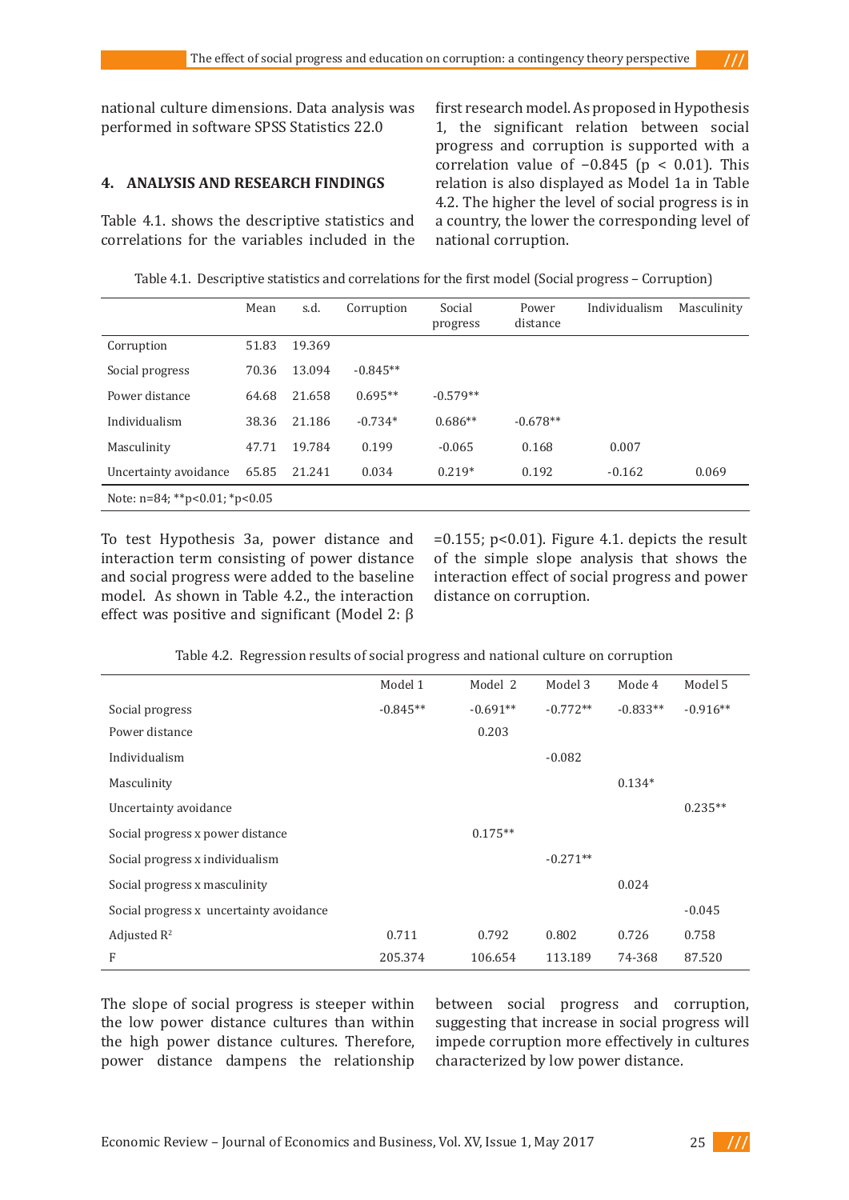national culture dimensions. Data analysis was performed in software SPSS Statistics 22.0

## 4. ANALYSIS AND RESEARCH FINDINGS

Table 4.1. shows the descriptive statistics and correlations for the variables included in the first research model. As proposed in Hypothesis 1, the significant relation between social progress and corruption is supported with a correlation value of −0.845 ($p < 0.01$). This relation is also displayed as Model 1a in Table 4.2. The higher the level of social progress is in a country, the lower the corresponding level of national corruption.

Table 4.1. Descriptive statistics and correlations for the first model (Social progress – Corruption)

| | Mean | s.d. | Corruption | Social progress | Power distance | Individualism | Masculinity |
|---|---|---|---|---|---|---|---|
| Corruption | 51.83 | 19.369 | | | | | |
| Social progress | 70.36 | 13.094 | -0.845** | | | | |
| Power distance | 64.68 | 21.658 | 0.695** | -0.579** | | | |
| Individualism | 38.36 | 21.186 | -0.734* | 0.686** | -0.678** | | |
| Masculinity | 47.71 | 19.784 | 0.199 | -0.065 | 0.168 | 0.007 | |
| Uncertainty avoidance | 65.85 | 21.241 | 0.034 | 0.219* | 0.192 | -0.162 | 0.069 |

Note: n=84; **p<0.01; *p<0.05

To test Hypothesis 3a, power distance and interaction term consisting of power distance and social progress were added to the baseline model. As shown in Table 4.2., the interaction effect was positive and significant (Model 2: $\beta = 0.155$; $p<0.01$). Figure 4.1. depicts the result of the simple slope analysis that shows the interaction effect of social progress and power distance on corruption.

Table 4.2. Regression results of social progress and national culture on corruption

| | Model 1 | Model 2 | Model 3 | Mode 4 | Model 5 |
|---|---|---|---|---|---|
| Social progress | -0.845** | -0.691** | -0.772** | -0.833** | -0.916** |
| Power distance | | 0.203 | | | |
| Individualism | | | -0.082 | | |
| Masculinity | | | | 0.134* | |
| Uncertainty avoidance | | | | | 0.235** |
| Social progress x power distance | | 0.175** | | | |
| Social progress x individualism | | | -0.271** | | |
| Social progress x masculinity | | | | 0.024 | |
| Social progress x uncertainty avoidance | | | | | -0.045 |
| Adjusted $R^2$ | 0.711 | 0.792 | 0.802 | 0.726 | 0.758 |
| F | 205.374 | 106.654 | 113.189 | 74-368 | 87.520 |

The slope of social progress is steeper within the low power distance cultures than within the high power distance cultures. Therefore, power distance dampens the relationship between social progress and corruption, suggesting that increase in social progress will impede corruption more effectively in cultures characterized by low power distance.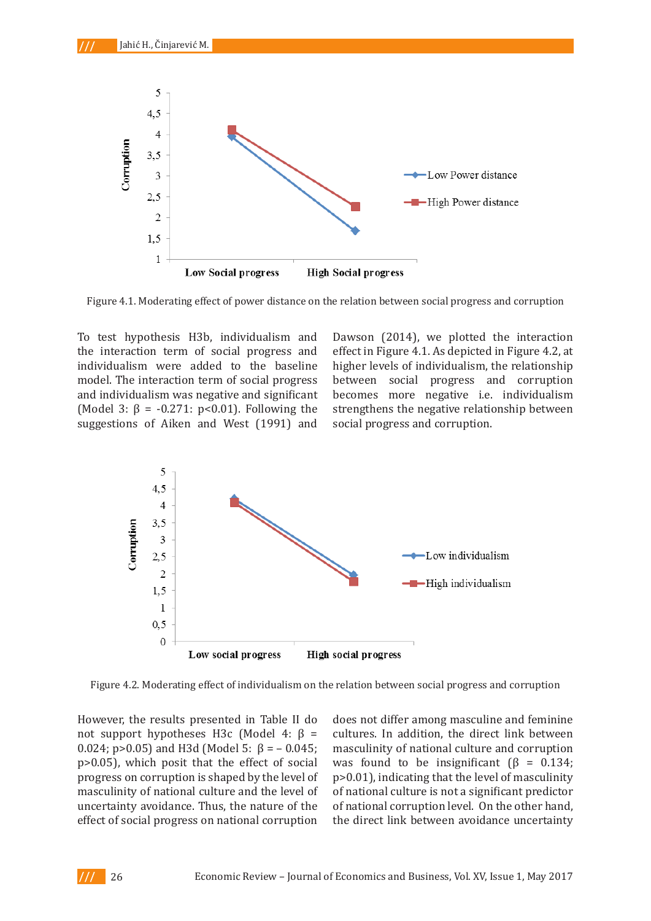Figure 4.1. Moderating effect of power distance on the relation between social progress and corruption

To test hypothesis H3b, individualism and the interaction term of social progress and individualism were added to the baseline model. The interaction term of social progress and individualism was negative and significant (Model 3: β = -0.271: p<0.01). Following the suggestions of Aiken and West (1991) and Dawson (2014), we plotted the interaction effect in Figure 4.1. As depicted in Figure 4.2, at higher levels of individualism, the relationship between social progress and corruption becomes more negative i.e. individualism strengthens the negative relationship between social progress and corruption.

Figure 4.2. Moderating effect of individualism on the relation between social progress and corruption

However, the results presented in Table II do not support hypotheses H3c (Model 4: β = 0.024; p>0.05) and H3d (Model 5: β = – 0.045; p>0.05), which posit that the effect of social progress on corruption is shaped by the level of masculinity of national culture and the level of uncertainty avoidance. Thus, the nature of the effect of social progress on national corruption does not differ among masculine and feminine cultures. In addition, the direct link between masculinity of national culture and corruption was found to be insignificant (β = 0.134; p>0.01), indicating that the level of masculinity of national culture is not a significant predictor of national corruption level. On the other hand, the direct link between avoidance uncertainty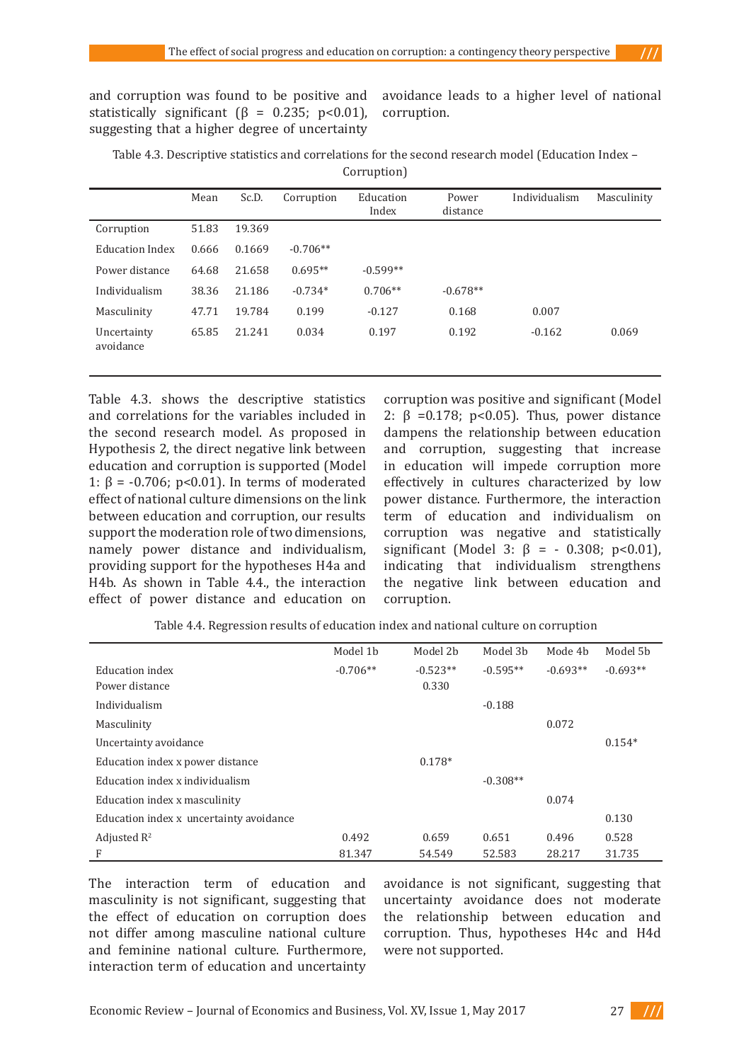and corruption was found to be positive and statistically significant ($\beta$ = 0.235; $p<0.01$), suggesting that a higher degree of uncertainty avoidance leads to a higher level of national corruption.

Table 4.3. Descriptive statistics and correlations for the second research model (Education Index – Corruption)

| | Mean | Sc.D. | Corruption | Education Index | Power distance | Individualism | Masculinity |
|---|---|---|---|---|---|---|---|
| Corruption | 51.83 | 19.369 | | | | | |
| Education Index | 0.666 | 0.1669 | -0.706** | | | | |
| Power distance | 64.68 | 21.658 | 0.695** | -0.599** | | | |
| Individualism | 38.36 | 21.186 | -0.734* | 0.706** | -0.678** | | |
| Masculinity | 47.71 | 19.784 | 0.199 | -0.127 | 0.168 | 0.007 | |
| Uncertainty avoidance | 65.85 | 21.241 | 0.034 | 0.197 | 0.192 | -0.162 | 0.069 |

Table 4.3. shows the descriptive statistics and correlations for the variables included in the second research model. As proposed in Hypothesis 2, the direct negative link between education and corruption is supported (Model 1: $\beta$ = -0.706; $p<0.01$). In terms of moderated effect of national culture dimensions on the link between education and corruption, our results support the moderation role of two dimensions, namely power distance and individualism, providing support for the hypotheses H4a and H4b. As shown in Table 4.4., the interaction effect of power distance and education on corruption was positive and significant (Model 2: $\beta$ =0.178; $p<0.05$). Thus, power distance dampens the relationship between education and corruption, suggesting that increase in education will impede corruption more effectively in cultures characterized by low power distance. Furthermore, the interaction term of education and individualism on corruption was negative and statistically significant (Model 3: $\beta$ = - 0.308; $p<0.01$), indicating that individualism strengthens the negative link between education and corruption.

Table 4.4. Regression results of education index and national culture on corruption

| | Model 1b | Model 2b | Model 3b | Mode 4b | Model 5b |
|---|---|---|---|---|---|
| Education index | -0.706** | -0.523** | -0.595** | -0.693** | -0.693** |
| Power distance | | 0.330 | | | |
| Individualism | | | -0.188 | | |
| Masculinity | | | | 0.072 | |
| Uncertainty avoidance | | | | | 0.154* |
| Education index x power distance | | 0.178* | | | |
| Education index x individualism | | | -0.308** | | |
| Education index x masculinity | | | | 0.074 | |
| Education index x uncertainty avoidance | | | | | 0.130 |
| Adjusted $R^2$ | 0.492 | 0.659 | 0.651 | 0.496 | 0.528 |
| F | 81.347 | 54.549 | 52.583 | 28.217 | 31.735 |

The interaction term of education and masculinity is not significant, suggesting that the effect of education on corruption does not differ among masculine national culture and feminine national culture. Furthermore, interaction term of education and uncertainty avoidance is not significant, suggesting that uncertainty avoidance does not moderate the relationship between education and corruption. Thus, hypotheses H4c and H4d were not supported.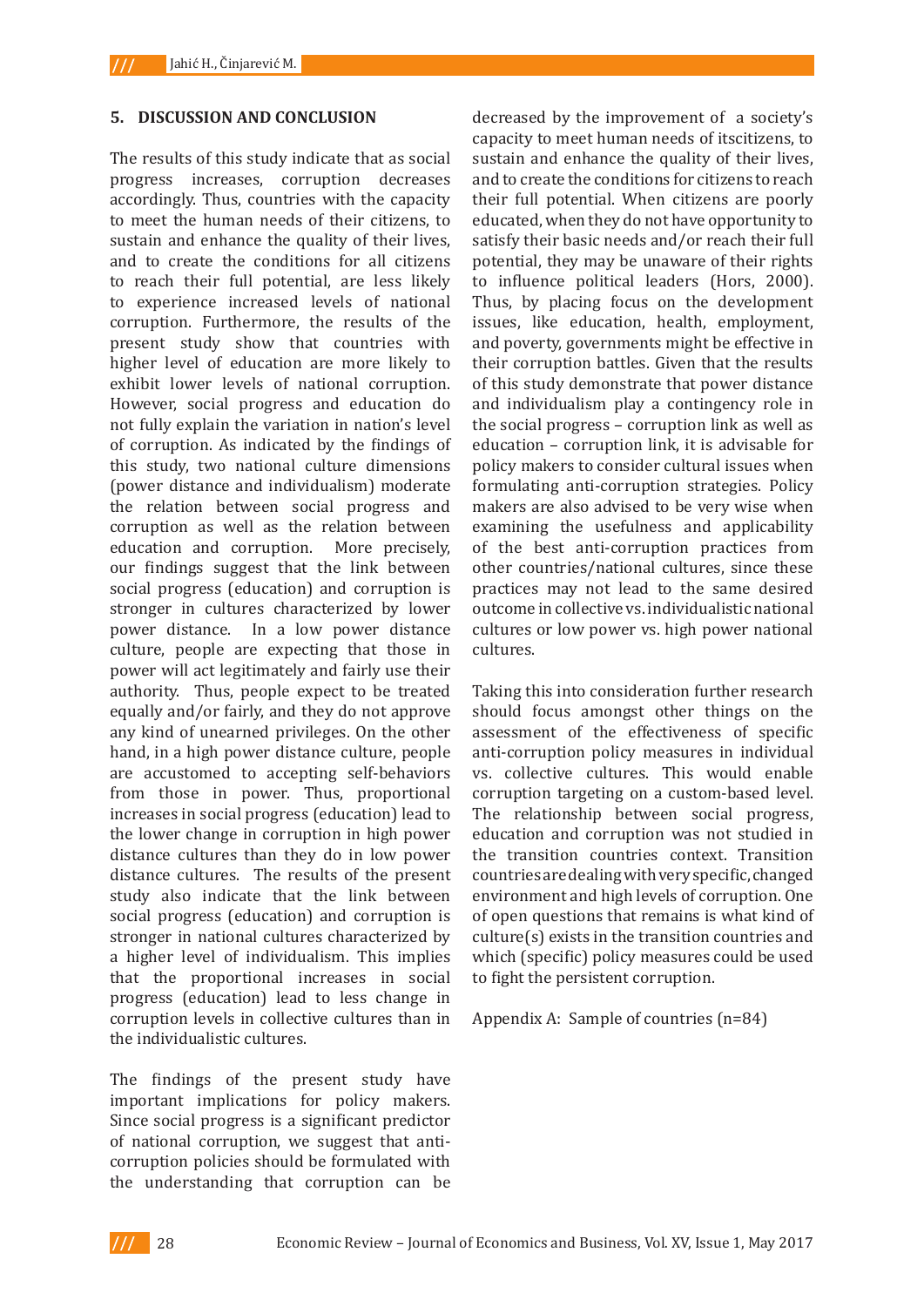## 5. DISCUSSION AND CONCLUSION

The results of this study indicate that as social progress increases, corruption decreases accordingly. Thus, countries with the capacity to meet the human needs of their citizens, to sustain and enhance the quality of their lives, and to create the conditions for all citizens to reach their full potential, are less likely to experience increased levels of national corruption. Furthermore, the results of the present study show that countries with higher level of education are more likely to exhibit lower levels of national corruption. However, social progress and education do not fully explain the variation in nation's level of corruption. As indicated by the findings of this study, two national culture dimensions (power distance and individualism) moderate the relation between social progress and corruption as well as the relation between education and corruption. More precisely, our findings suggest that the link between social progress (education) and corruption is stronger in cultures characterized by lower power distance. In a low power distance culture, people are expecting that those in power will act legitimately and fairly use their authority. Thus, people expect to be treated equally and/or fairly, and they do not approve any kind of unearned privileges. On the other hand, in a high power distance culture, people are accustomed to accepting self-behaviors from those in power. Thus, proportional increases in social progress (education) lead to the lower change in corruption in high power distance cultures than they do in low power distance cultures. The results of the present study also indicate that the link between social progress (education) and corruption is stronger in national cultures characterized by a higher level of individualism. This implies that the proportional increases in social progress (education) lead to less change in corruption levels in collective cultures than in the individualistic cultures.

The findings of the present study have important implications for policy makers. Since social progress is a significant predictor of national corruption, we suggest that anti-corruption policies should be formulated with the understanding that corruption can be decreased by the improvement of a society's capacity to meet human needs of itscitizens, to sustain and enhance the quality of their lives, and to create the conditions for citizens to reach their full potential. When citizens are poorly educated, when they do not have opportunity to satisfy their basic needs and/or reach their full potential, they may be unaware of their rights to influence political leaders (Hors, 2000). Thus, by placing focus on the development issues, like education, health, employment, and poverty, governments might be effective in their corruption battles. Given that the results of this study demonstrate that power distance and individualism play a contingency role in the social progress – corruption link as well as education – corruption link, it is advisable for policy makers to consider cultural issues when formulating anti-corruption strategies. Policy makers are also advised to be very wise when examining the usefulness and applicability of the best anti-corruption practices from other countries/national cultures, since these practices may not lead to the same desired outcome in collective vs. individualistic national cultures or low power vs. high power national cultures.

Taking this into consideration further research should focus amongst other things on the assessment of the effectiveness of specific anti-corruption policy measures in individual vs. collective cultures. This would enable corruption targeting on a custom-based level. The relationship between social progress, education and corruption was not studied in the transition countries context. Transition countries are dealing with very specific, changed environment and high levels of corruption. One of open questions that remains is what kind of culture(s) exists in the transition countries and which (specific) policy measures could be used to fight the persistent corruption.

Appendix A: Sample of countries (n=84)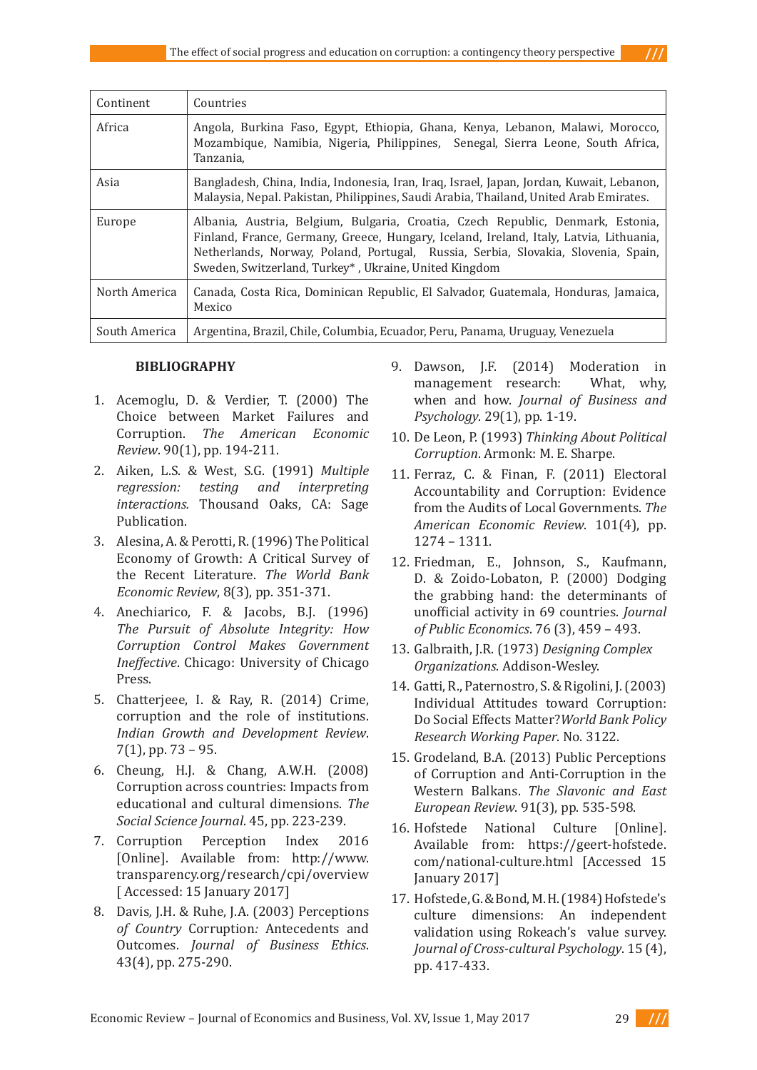| Continent | Countries |
|---|---|
| Africa | Angola, Burkina Faso, Egypt, Ethiopia, Ghana, Kenya, Lebanon, Malawi, Morocco, Mozambique, Namibia, Nigeria, Philippines, Senegal, Sierra Leone, South Africa, Tanzania, |
| Asia | Bangladesh, China, India, Indonesia, Iran, Iraq, Israel, Japan, Jordan, Kuwait, Lebanon, Malaysia, Nepal. Pakistan, Philippines, Saudi Arabia, Thailand, United Arab Emirates. |
| Europe | Albania, Austria, Belgium, Bulgaria, Croatia, Czech Republic, Denmark, Estonia, Finland, France, Germany, Greece, Hungary, Iceland, Ireland, Italy, Latvia, Lithuania, Netherlands, Norway, Poland, Portugal, Russia, Serbia, Slovakia, Slovenia, Spain, Sweden, Switzerland, Turkey* , Ukraine, United Kingdom |
| North America | Canada, Costa Rica, Dominican Republic, El Salvador, Guatemala, Honduras, Jamaica, Mexico |
| South America | Argentina, Brazil, Chile, Columbia, Ecuador, Peru, Panama, Uruguay, Venezuela |

## BIBLIOGRAPHY

1. Acemoglu, D. & Verdier, T. (2000) The Choice between Market Failures and Corruption. *The American Economic Review*. 90(1), pp. 194-211.
2. Aiken, L.S. & West, S.G. (1991) *Multiple regression: testing and interpreting interactions.* Thousand Oaks, CA: Sage Publication.
3. Alesina, A. & Perotti, R. (1996) The Political Economy of Growth: A Critical Survey of the Recent Literature. *The World Bank Economic Review*, 8(3), pp. 351-371.
4. Anechiarico, F. & Jacobs, B.J. (1996) *The Pursuit of Absolute Integrity: How Corruption Control Makes Government Ineffective*. Chicago: University of Chicago Press.
5. Chatterjeee, I. & Ray, R. (2014) Crime, corruption and the role of institutions. *Indian Growth and Development Review*. 7(1), pp. 73 – 95.
6. Cheung, H.J. & Chang, A.W.H. (2008) Corruption across countries: Impacts from educational and cultural dimensions. *The Social Science Journal*. 45, pp. 223-239.
7. Corruption Perception Index 2016 [Online]. Available from: http://www.transparency.org/research/cpi/overview [ Accessed: 15 January 2017]
8. Davis, J.H. & Ruhe, J.A. (2003) Perceptions *of Country* Corruption*:* Antecedents and Outcomes. *Journal of Business Ethics*. 43(4), pp. 275-290.
9. Dawson, J.F. (2014) Moderation in management research: What, why, when and how. *Journal of Business and Psychology*. 29(1), pp. 1-19.
10. De Leon, P. (1993) *Thinking About Political Corruption*. Armonk: M. E. Sharpe.
11. Ferraz, C. & Finan, F. (2011) Electoral Accountability and Corruption: Evidence from the Audits of Local Governments. *The American Economic Review*. 101(4), pp. 1274 – 1311.
12. Friedman, E., Johnson, S., Kaufmann, D. & Zoido-Lobaton, P. (2000) Dodging the grabbing hand: the determinants of unofficial activity in 69 countries. *Journal of Public Economics*. 76 (3), 459 – 493.
13. Galbraith, J.R. (1973) *Designing Complex Organizations*. Addison-Wesley.
14. Gatti, R., Paternostro, S. & Rigolini, J. (2003) Individual Attitudes toward Corruption: Do Social Effects Matter?*World Bank Policy Research Working Paper*. No. 3122.
15. Grodeland, B.A. (2013) Public Perceptions of Corruption and Anti-Corruption in the Western Balkans. *The Slavonic and East European Review*. 91(3), pp. 535-598.
16. Hofstede National Culture [Online]. Available from: https://geert-hofstede.com/national-culture.html [Accessed 15 January 2017]
17. Hofstede, G. & Bond, M.H. (1984) Hofstede's culture dimensions: An independent validation using Rokeach's value survey. *Journal of Cross-cultural Psychology*. 15 (4), pp. 417-433.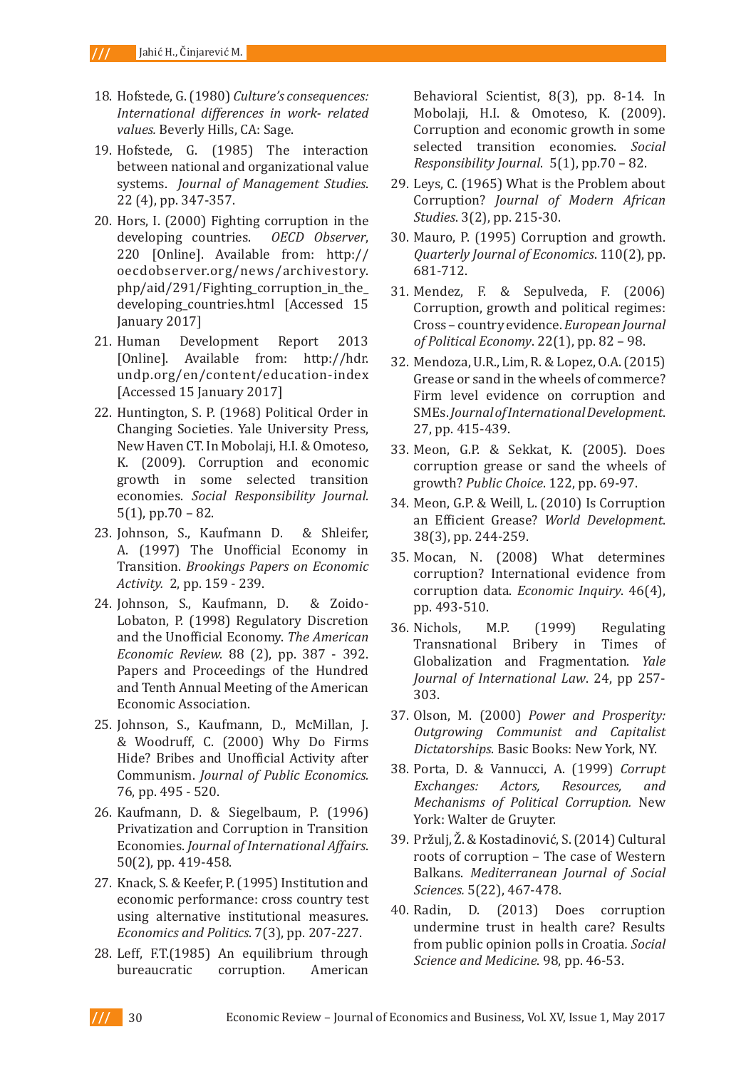18. Hofstede, G. (1980) *Culture's consequences: International differences in work- related values.* Beverly Hills, CA: Sage.
19. Hofstede, G. (1985) The interaction between national and organizational value systems. *Journal of Management Studies*. 22 (4), pp. 347-357.
20. Hors, I. (2000) Fighting corruption in the developing countries. *OECD Observer*, 220 [Online]. Available from: http://oecdobserver.org/news/archivestory.php/aid/291/Fighting_corruption_in_the_developing_countries.html [Accessed 15 January 2017]
21. Human Development Report 2013 [Online]. Available from: http://hdr.undp.org/en/content/education-index [Accessed 15 January 2017]
22. Huntington, S. P. (1968) Political Order in Changing Societies. Yale University Press, New Haven CT. In Mobolaji, H.I. & Omoteso, K. (2009). Corruption and economic growth in some selected transition economies. *Social Responsibility Journal*. 5(1), pp.70 – 82.
23. Johnson, S., Kaufmann D. & Shleifer, A. (1997) The Unofficial Economy in Transition. *Brookings Papers on Economic Activity.* 2, pp. 159 - 239.
24. Johnson, S., Kaufmann, D. & Zoido-Lobaton, P. (1998) Regulatory Discretion and the Unofficial Economy. *The American Economic Review.* 88 (2), pp. 387 - 392. Papers and Proceedings of the Hundred and Tenth Annual Meeting of the American Economic Association.
25. Johnson, S., Kaufmann, D., McMillan, J. & Woodruff, C. (2000) Why Do Firms Hide? Bribes and Unofficial Activity after Communism. *Journal of Public Economics.* 76, pp. 495 - 520.
26. Kaufmann, D. & Siegelbaum, P. (1996) Privatization and Corruption in Transition Economies. *Journal of International Affairs.* 50(2), pp. 419-458.
27. Knack, S. & Keefer, P. (1995) Institution and economic performance: cross country test using alternative institutional measures. *Economics and Politics*. 7(3), pp. 207-227.
28. Leff, F.T.(1985) An equilibrium through bureaucratic corruption. American Behavioral Scientist, 8(3), pp. 8-14. In Mobolaji, H.I. & Omoteso, K. (2009). Corruption and economic growth in some selected transition economies. *Social Responsibility Journal*. 5(1), pp.70 – 82.
29. Leys, C. (1965) What is the Problem about Corruption? *Journal of Modern African Studies*. 3(2), pp. 215-30.
30. Mauro, P. (1995) Corruption and growth. *Quarterly Journal of Economics*. 110(2), pp. 681-712.
31. Mendez, F. & Sepulveda, F. (2006) Corruption, growth and political regimes: Cross – country evidence. *European Journal of Political Economy*. 22(1), pp. 82 – 98.
32. Mendoza, U.R., Lim, R. & Lopez, O.A. (2015) Grease or sand in the wheels of commerce? Firm level evidence on corruption and SMEs. *Journal of International Development*. 27, pp. 415-439.
33. Meon, G.P. & Sekkat, K. (2005). Does corruption grease or sand the wheels of growth? *Public Choice*. 122, pp. 69-97.
34. Meon, G.P. & Weill, L. (2010) Is Corruption an Efficient Grease? *World Development.* 38(3), pp. 244-259.
35. Mocan, N. (2008) What determines corruption? International evidence from corruption data. *Economic Inquiry*. 46(4), pp. 493-510.
36. Nichols, M.P. (1999) Regulating Transnational Bribery in Times of Globalization and Fragmentation. *Yale Journal of International Law*. 24, pp 257-303.
37. Olson, M. (2000) *Power and Prosperity: Outgrowing Communist and Capitalist Dictatorships*. Basic Books: New York, NY.
38. Porta, D. & Vannucci, A. (1999) *Corrupt Exchanges: Actors, Resources, and Mechanisms of Political Corruption.* New York: Walter de Gruyter.
39. Pržulj, Ž. & Kostadinović, S. (2014) Cultural roots of corruption – The case of Western Balkans. *Mediterranean Journal of Social Sciences.* 5(22), 467-478.
40. Radin, D. (2013) Does corruption undermine trust in health care? Results from public opinion polls in Croatia. *Social Science and Medicine*. 98, pp. 46-53.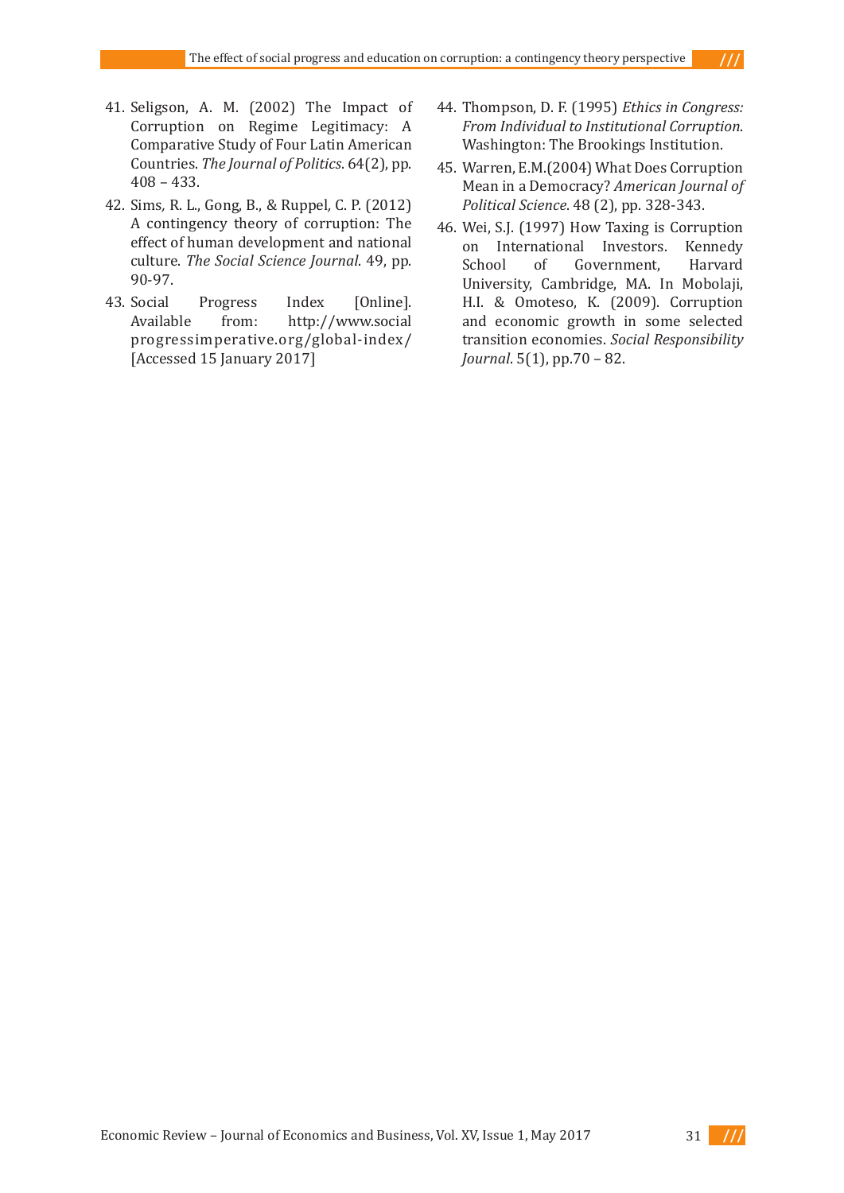41. Seligson, A. M. (2002) The Impact of Corruption on Regime Legitimacy: A Comparative Study of Four Latin American Countries. *The Journal of Politics*. 64(2), pp. 408 – 433.
42. Sims, R. L., Gong, B., & Ruppel, C. P. (2012) A contingency theory of corruption: The effect of human development and national culture. *The Social Science Journal*. 49, pp. 90-97.
43. Social Progress Index [Online]. Available from: http://www.socialprogressimperative.org/global-index/ [Accessed 15 January 2017]
44. Thompson, D. F. (1995) *Ethics in Congress: From Individual to Institutional Corruption*. Washington: The Brookings Institution.
45. Warren, E.M.(2004) What Does Corruption Mean in a Democracy? *American Journal of Political Science*. 48 (2), pp. 328-343.
46. Wei, S.J. (1997) How Taxing is Corruption on International Investors. Kennedy School of Government, Harvard University, Cambridge, MA. In Mobolaji, H.I. & Omoteso, K. (2009). Corruption and economic growth in some selected transition economies. *Social Responsibility Journal*. 5(1), pp.70 – 82.